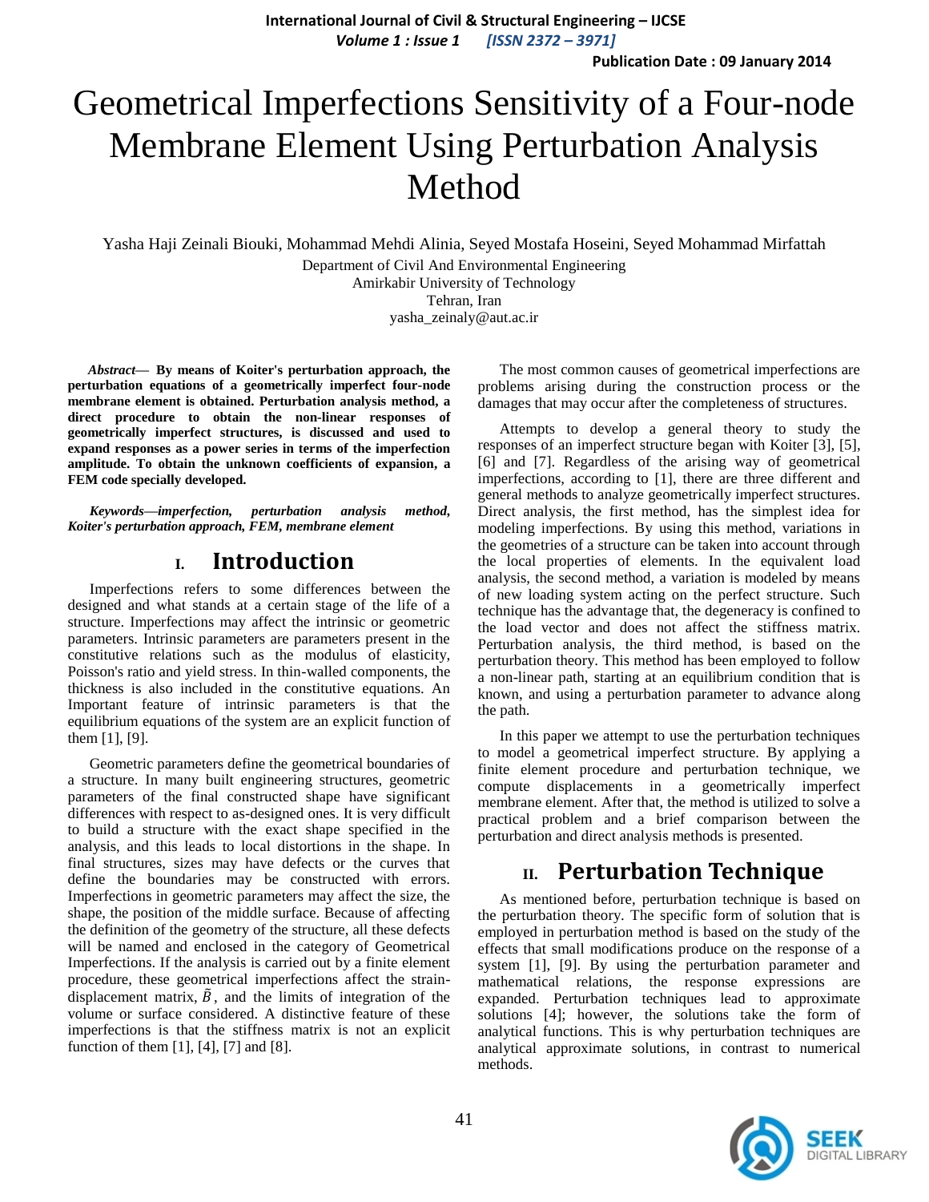# Geometrical Imperfections Sensitivity of a Four-node Membrane Element Using Perturbation Analysis Method

Yasha Haji Zeinali Biouki, Mohammad Mehdi Alinia, Seyed Mostafa Hoseini, Seyed Mohammad Mirfattah

Department of Civil And Environmental Engineering
Amirkabir University of Technology
Tehran, Iran
yasha_zeinaly@aut.ac.ir

***Abstract*— By means of Koiter's perturbation approach, the perturbation equations of a geometrically imperfect four-node membrane element is obtained. Perturbation analysis method, a direct procedure to obtain the non-linear responses of geometrically imperfect structures, is discussed and used to expand responses as a power series in terms of the imperfection amplitude. To obtain the unknown coefficients of expansion, a FEM code specially developed.**

***Keywords—imperfection, perturbation analysis method, Koiter's perturbation approach, FEM, membrane element***

## I. Introduction

Imperfections refers to some differences between the designed and what stands at a certain stage of the life of a structure. Imperfections may affect the intrinsic or geometric parameters. Intrinsic parameters are parameters present in the constitutive relations such as the modulus of elasticity, Poisson's ratio and yield stress. In thin-walled components, the thickness is also included in the constitutive equations. An Important feature of intrinsic parameters is that the equilibrium equations of the system are an explicit function of them [1], [9].

Geometric parameters define the geometrical boundaries of a structure. In many built engineering structures, geometric parameters of the final constructed shape have significant differences with respect to as-designed ones. It is very difficult to build a structure with the exact shape specified in the analysis, and this leads to local distortions in the shape. In final structures, sizes may have defects or the curves that define the boundaries may be constructed with errors. Imperfections in geometric parameters may affect the size, the shape, the position of the middle surface. Because of affecting the definition of the geometry of the structure, all these defects will be named and enclosed in the category of Geometrical Imperfections. If the analysis is carried out by a finite element procedure, these geometrical imperfections affect the strain-displacement matrix, $\bar{B}$, and the limits of integration of the volume or surface considered. A distinctive feature of these imperfections is that the stiffness matrix is not an explicit function of them [1], [4], [7] and [8].

The most common causes of geometrical imperfections are problems arising during the construction process or the damages that may occur after the completeness of structures.

Attempts to develop a general theory to study the responses of an imperfect structure began with Koiter [3], [5], [6] and [7]. Regardless of the arising way of geometrical imperfections, according to [1], there are three different and general methods to analyze geometrically imperfect structures. Direct analysis, the first method, has the simplest idea for modeling imperfections. By using this method, variations in the geometries of a structure can be taken into account through the local properties of elements. In the equivalent load analysis, the second method, a variation is modeled by means of new loading system acting on the perfect structure. Such technique has the advantage that, the degeneracy is confined to the load vector and does not affect the stiffness matrix. Perturbation analysis, the third method, is based on the perturbation theory. This method has been employed to follow a non-linear path, starting at an equilibrium condition that is known, and using a perturbation parameter to advance along the path.

In this paper we attempt to use the perturbation techniques to model a geometrical imperfect structure. By applying a finite element procedure and perturbation technique, we compute displacements in a geometrically imperfect membrane element. After that, the method is utilized to solve a practical problem and a brief comparison between the perturbation and direct analysis methods is presented.

## II. Perturbation Technique

As mentioned before, perturbation technique is based on the perturbation theory. The specific form of solution that is employed in perturbation method is based on the study of the effects that small modifications produce on the response of a system [1], [9]. By using the perturbation parameter and mathematical relations, the response expressions are expanded. Perturbation techniques lead to approximate solutions [4]; however, the solutions take the form of analytical functions. This is why perturbation techniques are analytical approximate solutions, in contrast to numerical methods.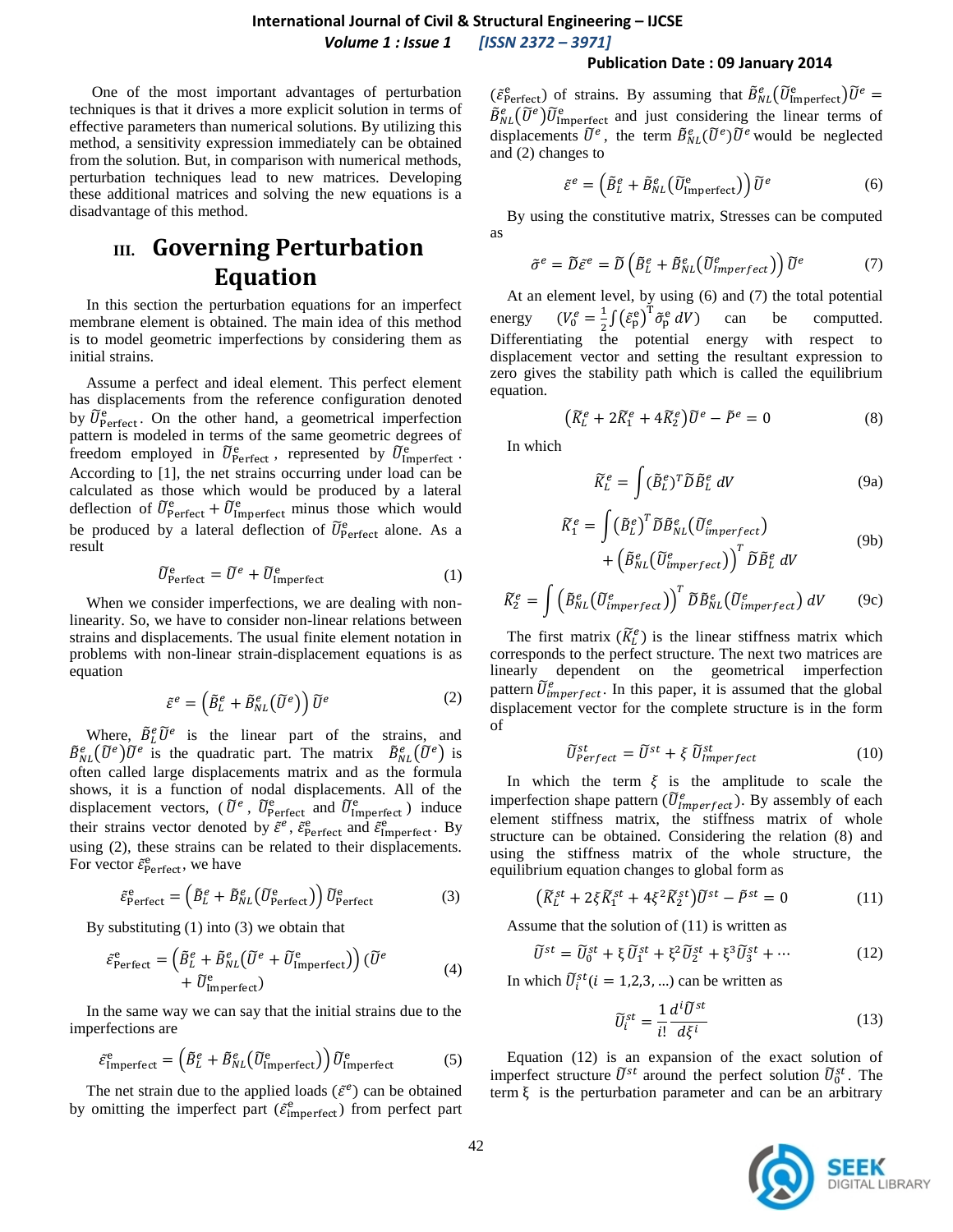One of the most important advantages of perturbation techniques is that it drives a more explicit solution in terms of effective parameters than numerical solutions. By utilizing this method, a sensitivity expression immediately can be obtained from the solution. But, in comparison with numerical methods, perturbation techniques lead to new matrices. Developing these additional matrices and solving the new equations is a disadvantage of this method.

## III. Governing Perturbation Equation

In this section the perturbation equations for an imperfect membrane element is obtained. The main idea of this method is to model geometric imperfections by considering them as initial strains.

Assume a perfect and ideal element. This perfect element has displacements from the reference configuration denoted by $\tilde{U}^{e}_{\text{Perfect}}$. On the other hand, a geometrical imperfection pattern is modeled in terms of the same geometric degrees of freedom employed in $\tilde{U}^{e}_{\text{Perfect}}$, represented by $\tilde{U}^{e}_{\text{Imperfect}}$. According to [1], the net strains occurring under load can be calculated as those which would be produced by a lateral deflection of $\tilde{U}^{e}_{\text{Perfect}} + \tilde{U}^{e}_{\text{Imperfect}}$ minus those which would be produced by a lateral deflection of $\tilde{U}^{e}_{\text{Perfect}}$ alone. As a result

$$\tilde{U}^{e}_{\text{Perfect}} = \tilde{U}^{e} + \tilde{U}^{e}_{\text{Imperfect}} \tag{1}$$

When we consider imperfections, we are dealing with non-linearity. So, we have to consider non-linear relations between strains and displacements. The usual finite element notation in problems with non-linear strain-displacement equations is as equation

$$\tilde{\varepsilon}^{e} = \left(\tilde{B}^{e}_{L} + \tilde{B}^{e}_{NL}\left(\tilde{U}^{e}\right)\right)\tilde{U}^{e} \tag{2}$$

Where, $\tilde{B}^{e}_{L}\tilde{U}^{e}$ is the linear part of the strains, and $\tilde{B}^{e}_{NL}\left(\tilde{U}^{e}\right)\tilde{U}^{e}$ is the quadratic part. The matrix $\tilde{B}^{e}_{NL}\left(\tilde{U}^{e}\right)$ is often called large displacements matrix and as the formula shows, it is a function of nodal displacements. All of the displacement vectors, ($\tilde{U}^{e}$, $\tilde{U}^{e}_{\text{Perfect}}$ and $\tilde{U}^{e}_{\text{Imperfect}}$) induce their strains vector denoted by $\tilde{\varepsilon}^{e}$, $\tilde{\varepsilon}^{e}_{\text{Perfect}}$ and $\tilde{\varepsilon}^{e}_{\text{Imperfect}}$. By using (2), these strains can be related to their displacements. For vector $\tilde{\varepsilon}^{e}_{\text{Perfect}}$, we have

$$\tilde{\varepsilon}^{e}_{\text{Perfect}} = \left(\tilde{B}^{e}_{L} + \tilde{B}^{e}_{NL}\left(\tilde{U}^{e}_{\text{Perfect}}\right)\right)\tilde{U}^{e}_{\text{Perfect}} \tag{3}$$

By substituting (1) into (3) we obtain that

$$\tilde{\varepsilon}^{e}_{\text{Perfect}} = \left(\tilde{B}^{e}_{L} + \tilde{B}^{e}_{NL}\left(\tilde{U}^{e} + \tilde{U}^{e}_{\text{Imperfect}}\right)\right)\left(\tilde{U}^{e} + \tilde{U}^{e}_{\text{Imperfect}}\right) \tag{4}$$

In the same way we can say that the initial strains due to the imperfections are

$$\tilde{\varepsilon}^{e}_{\text{Imperfect}} = \left(\tilde{B}^{e}_{L} + \tilde{B}^{e}_{NL}\left(\tilde{U}^{e}_{\text{Imperfect}}\right)\right)\tilde{U}^{e}_{\text{Imperfect}} \tag{5}$$

The net strain due to the applied loads ($\tilde{\varepsilon}^{e}$) can be obtained by omitting the imperfect part ($\tilde{\varepsilon}^{e}_{\text{imperfect}}$) from perfect part ($\tilde{\varepsilon}^{e}_{\text{Perfect}}$) of strains. By assuming that $\tilde{B}^{e}_{NL}\left(\tilde{U}^{e}_{\text{Imperfect}}\right)\tilde{U}^{e} = \tilde{B}^{e}_{NL}\left(\tilde{U}^{e}\right)\tilde{U}^{e}_{\text{Imperfect}}$ and just considering the linear terms of displacements $\tilde{U}^{e}$, the term $\tilde{B}^{e}_{NL}\left(\tilde{U}^{e}\right)\tilde{U}^{e}$ would be neglected and (2) changes to

$$\tilde{\varepsilon}^{e} = \left(\tilde{B}^{e}_{L} + \tilde{B}^{e}_{NL}\left(\tilde{U}^{e}_{\text{Imperfect}}\right)\right)\tilde{U}^{e} \tag{6}$$

By using the constitutive matrix, Stresses can be computed as

$$\tilde{\sigma}^{e} = \tilde{D}\tilde{\varepsilon}^{e} = \tilde{D}\left(\tilde{B}^{e}_{L} + \tilde{B}^{e}_{NL}\left(\tilde{U}^{e}_{Imperfect}\right)\right)\tilde{U}^{e} \tag{7}$$

At an element level, by using (6) and (7) the total potential energy $\left(V^{e}_{0} = \frac{1}{2}\int\left(\tilde{\varepsilon}^{e}_{\text{p}}\right)^{\text{T}}\tilde{\sigma}^{e}_{\text{p}}\, dV\right)$ can be computed. Differentiating the potential energy with respect to displacement vector and setting the resultant expression to zero gives the stability path which is called the equilibrium equation.

$$\left(\tilde{K}^{e}_{L} + 2\tilde{K}^{e}_{1} + 4\tilde{K}^{e}_{2}\right)\tilde{U}^{e} - \tilde{P}^{e} = 0 \tag{8}$$

In which

$$\tilde{K}^{e}_{L} = \int (\tilde{B}^{e}_{L})^{T}\tilde{D}\tilde{B}^{e}_{L}\, dV \tag{9a}$$

$$\tilde{K}^{e}_{1} = \int \left(\tilde{B}^{e}_{L}\right)^{T}\tilde{D}\tilde{B}^{e}_{NL}\left(\tilde{U}^{e}_{imperfect}\right) + \left(\tilde{B}^{e}_{NL}\left(\tilde{U}^{e}_{imperfect}\right)\right)^{T}\tilde{D}\tilde{B}^{e}_{L}\, dV \tag{9b}$$

$$\tilde{K}^{e}_{2} = \int \left(\tilde{B}^{e}_{NL}\left(\tilde{U}^{e}_{imperfect}\right)\right)^{T}\tilde{D}\tilde{B}^{e}_{NL}\left(\tilde{U}^{e}_{imperfect}\right) dV \tag{9c}$$

The first matrix ($\tilde{K}^{e}_{L}$) is the linear stiffness matrix which corresponds to the perfect structure. The next two matrices are linearly dependent on the geometrical imperfection pattern $\tilde{U}^{e}_{imperfect}$. In this paper, it is assumed that the global displacement vector for the complete structure is in the form of

$$\tilde{U}^{st}_{Perfect} = \tilde{U}^{st} + \xi\,\tilde{U}^{st}_{Imperfect} \tag{10}$$

In which the term $\xi$ is the amplitude to scale the imperfection shape pattern ($\tilde{U}^{e}_{Imperfect}$). By assembly of each element stiffness matrix, the stiffness matrix of whole structure can be obtained. Considering the relation (8) and using the stiffness matrix of the whole structure, the equilibrium equation changes to global form as

$$\left(\tilde{K}^{st}_{L} + 2\xi\tilde{K}^{st}_{1} + 4\xi^{2}\tilde{K}^{st}_{2}\right)\tilde{U}^{st} - \tilde{P}^{st} = 0 \tag{11}$$

Assume that the solution of (11) is written as

$$\tilde{U}^{st} = \tilde{U}^{st}_{0} + \xi\,\tilde{U}^{st}_{1} + \xi^{2}\tilde{U}^{st}_{2} + \xi^{3}\tilde{U}^{st}_{3} + \cdots \tag{12}$$

In which $\tilde{U}^{st}_{i}(i = 1,2,3,\ldots)$ can be written as

$$\tilde{U}^{st}_{i} = \frac{1}{i!}\frac{d^{i}\tilde{U}^{st}}{d\xi^{i}} \tag{13}$$

Equation (12) is an expansion of the exact solution of imperfect structure $\tilde{U}^{st}$ around the perfect solution $\tilde{U}^{st}_{0}$. The term $\xi$ is the perturbation parameter and can be an arbitrary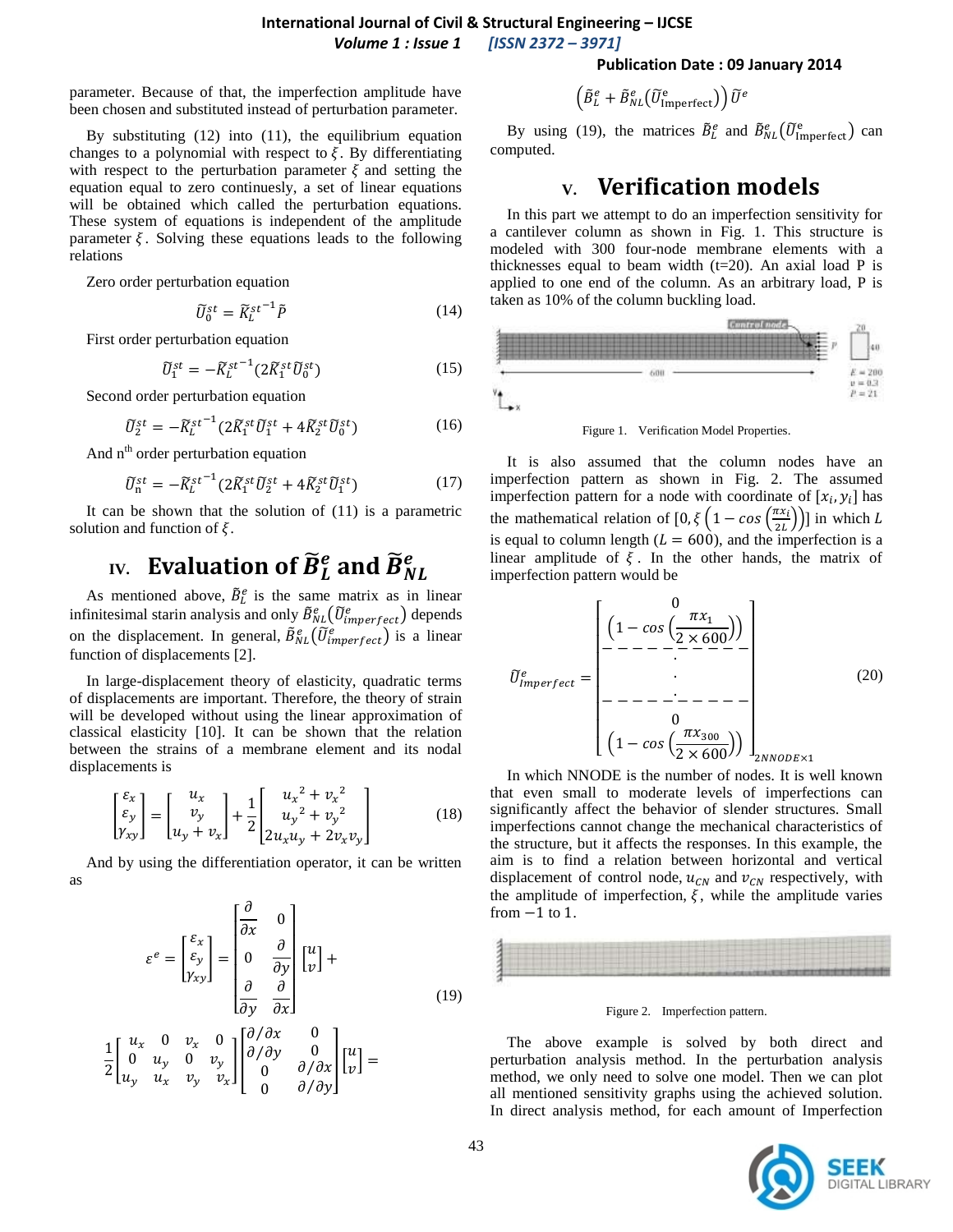parameter. Because of that, the imperfection amplitude have been chosen and substituted instead of perturbation parameter.

By substituting (12) into (11), the equilibrium equation changes to a polynomial with respect to $\xi$. By differentiating with respect to the perturbation parameter $\xi$ and setting the equation equal to zero continuesly, a set of linear equations will be obtained which called the perturbation equations. These system of equations is independent of the amplitude parameter $\xi$. Solving these equations leads to the following relations

Zero order perturbation equation

$$\tilde{U}_0^{st} = \tilde{K}_L^{st^{-1}} \tilde{P} \tag{14}$$

First order perturbation equation

$$\tilde{U}_1^{st} = -\tilde{K}_L^{st^{-1}} (2\tilde{K}_1^{st} \tilde{U}_0^{st}) \tag{15}$$

Second order perturbation equation

$$\tilde{U}_2^{st} = -\tilde{K}_L^{st^{-1}} (2\tilde{K}_1^{st} \tilde{U}_1^{st} + 4\tilde{K}_2^{st} \tilde{U}_0^{st}) \tag{16}$$

And n[th] order perturbation equation

$$\tilde{U}_n^{st} = -\tilde{K}_L^{st^{-1}} (2\tilde{K}_1^{st} \tilde{U}_2^{st} + 4\tilde{K}_2^{st} \tilde{U}_1^{st}) \tag{17}$$

It can be shown that the solution of (11) is a parametric solution and function of $\xi$.

## IV. Evaluation of $\tilde{B}_L^e$ and $\tilde{B}_{NL}^e$

As mentioned above, $\tilde{B}_L^e$ is the same matrix as in linear infinitesimal starin analysis and only $\tilde{B}_{NL}^e(\tilde{U}_{imperfect}^e)$ depends on the displacement. In general, $\tilde{B}_{NL}^e(\tilde{U}_{imperfect}^e)$ is a linear function of displacements [2].

In large-displacement theory of elasticity, quadratic terms of displacements are important. Therefore, the theory of strain will be developed without using the linear approximation of classical elasticity [10]. It can be shown that the relation between the strains of a membrane element and its nodal displacements is

$$\begin{bmatrix} \varepsilon_x \\ \varepsilon_y \\ \gamma_{xy} \end{bmatrix} = \begin{bmatrix} u_x \\ v_y \\ u_y + v_x \end{bmatrix} + \frac{1}{2} \begin{bmatrix} {u_x}^2 + {v_x}^2 \\ {u_y}^2 + {v_y}^2 \\ 2u_x u_y + 2v_x v_y \end{bmatrix} \tag{18}$$

And by using the differentiation operator, it can be written as

$$\varepsilon^e = \begin{bmatrix} \varepsilon_x \\ \varepsilon_y \\ \gamma_{xy} \end{bmatrix} = \begin{bmatrix} \frac{\partial}{\partial x} & 0 \\ 0 & \frac{\partial}{\partial y} \\ \frac{\partial}{\partial y} & \frac{\partial}{\partial x} \end{bmatrix} \begin{bmatrix} u \\ v \end{bmatrix} + \frac{1}{2} \begin{bmatrix} u_x & 0 & v_x & 0 \\ 0 & u_y & 0 & v_y \\ u_y & u_x & v_y & v_x \end{bmatrix} \begin{bmatrix} \partial/\partial x & 0 \\ \partial/\partial y & 0 \\ 0 & \partial/\partial x \\ 0 & \partial/\partial y \end{bmatrix} \begin{bmatrix} u \\ v \end{bmatrix} = \tag{19}$$

$$\left( \tilde{B}_L^e + \tilde{B}_{NL}^e(\tilde{U}_{\text{Imperfect}}^e) \right) \tilde{U}^e$$

By using (19), the matrices $\tilde{B}_L^e$ and $\tilde{B}_{NL}^e(\tilde{U}_{\text{Imperfect}}^e)$ can computed.

## V. Verification models

In this part we attempt to do an imperfection sensitivity for a cantilever column as shown in Fig. 1. This structure is modeled with 300 four-node membrane elements with a thicknesses equal to beam width (t=20). An axial load P is applied to one end of the column. As an arbitrary load, P is taken as 10% of the column buckling load.

Figure 1. Verification Model Properties.

It is also assumed that the column nodes have an imperfection pattern as shown in Fig. 2. The assumed imperfection pattern for a node with coordinate of $[x_i, y_i]$ has the mathematical relation of $[0, \xi\left(1 - \cos\left(\frac{\pi x_i}{2L}\right)\right)]$ in which $L$ is equal to column length ($L = 600$), and the imperfection is a linear amplitude of $\xi$. In the other hands, the matrix of imperfection pattern would be

$$\tilde{U}_{Imperfect}^e = \begin{bmatrix} 0 \\ \left(1 - \cos\left(\frac{\pi x_1}{2 \times 600}\right)\right) \\ \hline \vdots \\ \hline 0 \\ \left(1 - \cos\left(\frac{\pi x_{300}}{2 \times 600}\right)\right) \end{bmatrix}_{2NNODE \times 1} \tag{20}$$

In which NNODE is the number of nodes. It is well known that even small to moderate levels of imperfections can significantly affect the behavior of slender structures. Small imperfections cannot change the mechanical characteristics of the structure, but it affects the responses. In this example, the aim is to find a relation between horizontal and vertical displacement of control node, $u_{CN}$ and $v_{CN}$ respectively, with the amplitude of imperfection, $\xi$, while the amplitude varies from $-1$ to $1$.

Figure 2. Imperfection pattern.

The above example is solved by both direct and perturbation analysis method. In the perturbation analysis method, we only need to solve one model. Then we can plot all mentioned sensitivity graphs using the achieved solution. In direct analysis method, for each amount of Imperfection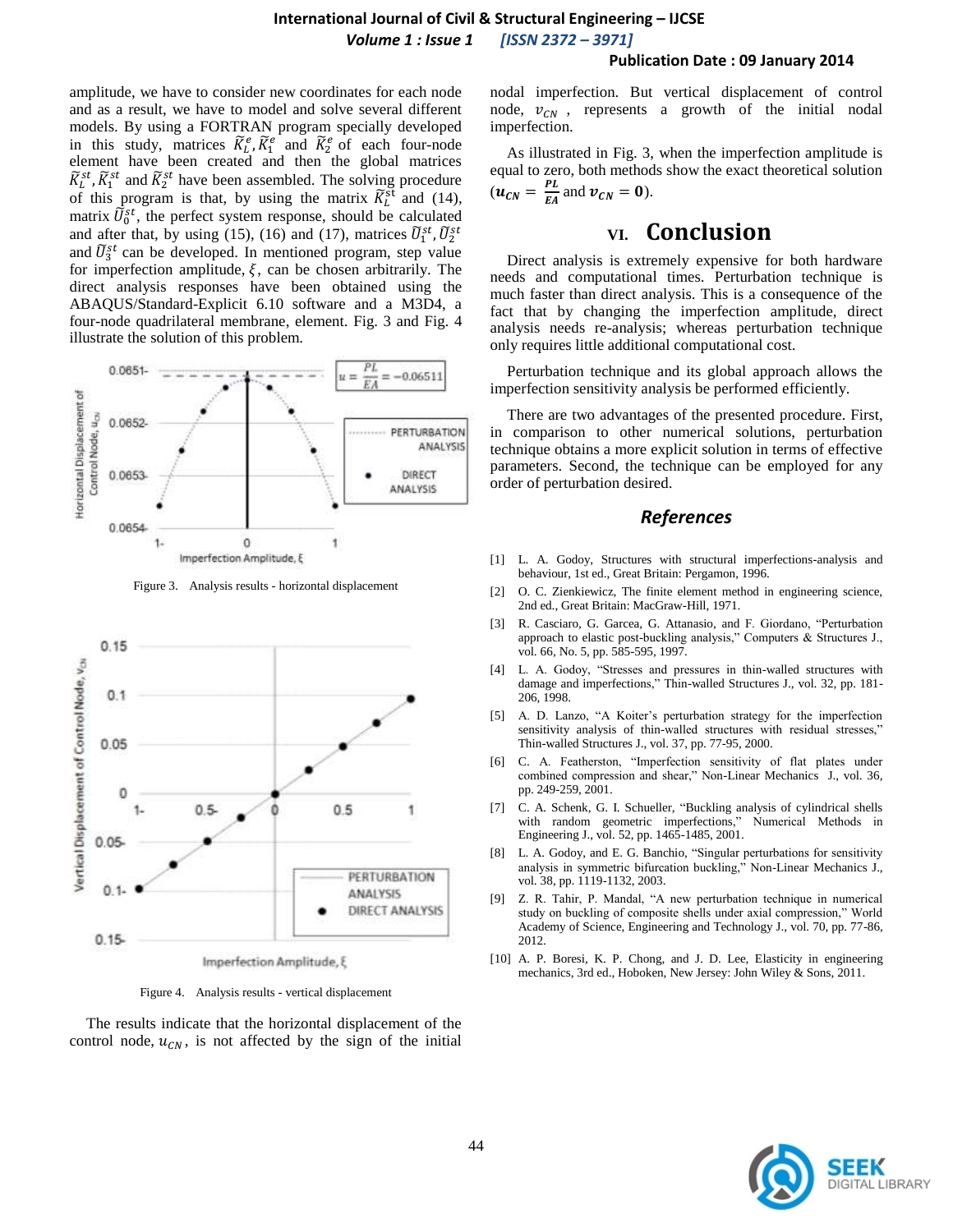amplitude, we have to consider new coordinates for each node and as a result, we have to model and solve several different models. By using a FORTRAN program specially developed in this study, matrices $\widetilde{K}_L^e, \widetilde{K}_1^e$ and $\widetilde{K}_2^e$ of each four-node element have been created and then the global matrices $\widetilde{K}_L^{st}, \widetilde{K}_1^{st}$ and $\widetilde{K}_2^{st}$ have been assembled. The solving procedure of this program is that, by using the matrix $\widetilde{K}_L^{st}$ and (14), matrix $\widetilde{U}_0^{st}$, the perfect system response, should be calculated and after that, by using (15), (16) and (17), matrices $\widetilde{U}_1^{st}, \widetilde{U}_2^{st}$ and $\widetilde{U}_3^{st}$ can be developed. In mentioned program, step value for imperfection amplitude, $\xi$, can be chosen arbitrarily. The direct analysis responses have been obtained using the ABAQUS/Standard-Explicit 6.10 software and a M3D4, a four-node quadrilateral membrane, element. Fig. 3 and Fig. 4 illustrate the solution of this problem.

Horizontal Displacement of Control Node, $u_{CN}$

0.0651-

0.0652-

0.0653-

0.0654-

1-

0

1

Imperfection Amplitude, ξ

$u = \frac{PL}{EA} = -0.06511$

PERTURBATION ANALYSIS

DIRECT ANALYSIS

Figure 3. Analysis results - horizontal displacement

Vertical Displacement of Control Node, $v_{CN}$

0.15

0.1

0.05

0

0.05-

0.1-

0.15-

1-

0.5-

0

0.5

1

Imperfection Amplitude, ξ

PERTURBATION ANALYSIS

DIRECT ANALYSIS

Figure 4. Analysis results - vertical displacement

The results indicate that the horizontal displacement of the control node, $u_{CN}$, is not affected by the sign of the initial nodal imperfection. But vertical displacement of control node, $v_{CN}$, represents a growth of the initial nodal imperfection.

As illustrated in Fig. 3, when the imperfection amplitude is equal to zero, both methods show the exact theoretical solution ($\boldsymbol{u_{CN}} = \frac{\boldsymbol{PL}}{\boldsymbol{EA}}$ and $\boldsymbol{v_{CN}} = \boldsymbol{0}$).

# VI. Conclusion

Direct analysis is extremely expensive for both hardware needs and computational times. Perturbation technique is much faster than direct analysis. This is a consequence of the fact that by changing the imperfection amplitude, direct analysis needs re-analysis; whereas perturbation technique only requires little additional computational cost.

Perturbation technique and its global approach allows the imperfection sensitivity analysis be performed efficiently.

There are two advantages of the presented procedure. First, in comparison to other numerical solutions, perturbation technique obtains a more explicit solution in terms of effective parameters. Second, the technique can be employed for any order of perturbation desired.

## *References*

[1] L. A. Godoy, Structures with structural imperfections-analysis and behaviour, 1st ed., Great Britain: Pergamon, 1996.

[2] O. C. Zienkiewicz, The finite element method in engineering science, 2nd ed., Great Britain: MacGraw-Hill, 1971.

[3] R. Casciaro, G. Garcea, G. Attanasio, and F. Giordano, "Perturbation approach to elastic post-buckling analysis," Computers & Structures J., vol. 66, No. 5, pp. 585-595, 1997.

[4] L. A. Godoy, "Stresses and pressures in thin-walled structures with damage and imperfections," Thin-walled Structures J., vol. 32, pp. 181-206, 1998.

[5] A. D. Lanzo, "A Koiter's perturbation strategy for the imperfection sensitivity analysis of thin-walled structures with residual stresses," Thin-walled Structures J., vol. 37, pp. 77-95, 2000.

[6] C. A. Featherston, "Imperfection sensitivity of flat plates under combined compression and shear," Non-Linear Mechanics J., vol. 36, pp. 249-259, 2001.

[7] C. A. Schenk, G. I. Schueller, "Buckling analysis of cylindrical shells with random geometric imperfections," Numerical Methods in Engineering J., vol. 52, pp. 1465-1485, 2001.

[8] L. A. Godoy, and E. G. Banchio, "Singular perturbations for sensitivity analysis in symmetric bifurcation buckling," Non-Linear Mechanics J., vol. 38, pp. 1119-1132, 2003.

[9] Z. R. Tahir, P. Mandal, "A new perturbation technique in numerical study on buckling of composite shells under axial compression," World Academy of Science, Engineering and Technology J., vol. 70, pp. 77-86, 2012.

[10] A. P. Boresi, K. P. Chong, and J. D. Lee, Elasticity in engineering mechanics, 3rd ed., Hoboken, New Jersey: John Wiley & Sons, 2011.